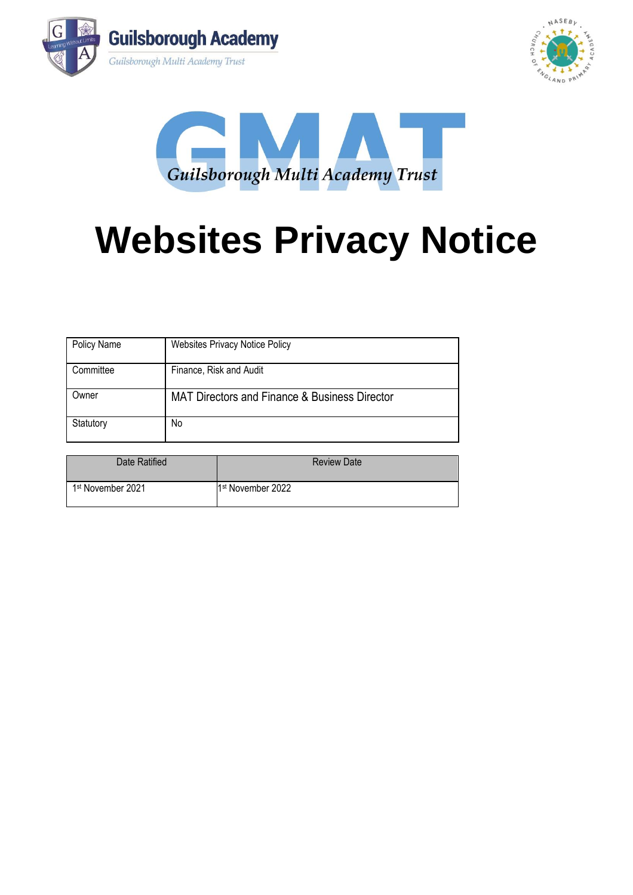Guilsborough Academy

Guilsborough Multi Academy Trust

GMAT

*Guilsborough Multi Academy Trust*

# Websites Privacy Notice

| Policy Name | Websites Privacy Notice Policy |
| --- | --- |
| Committee | Finance, Risk and Audit |
| Owner | MAT Directors and Finance & Business Director |
| Statutory | No |

| Date Ratified | Review Date |
| --- | --- |
| 1st November 2021 | 1st November 2022 |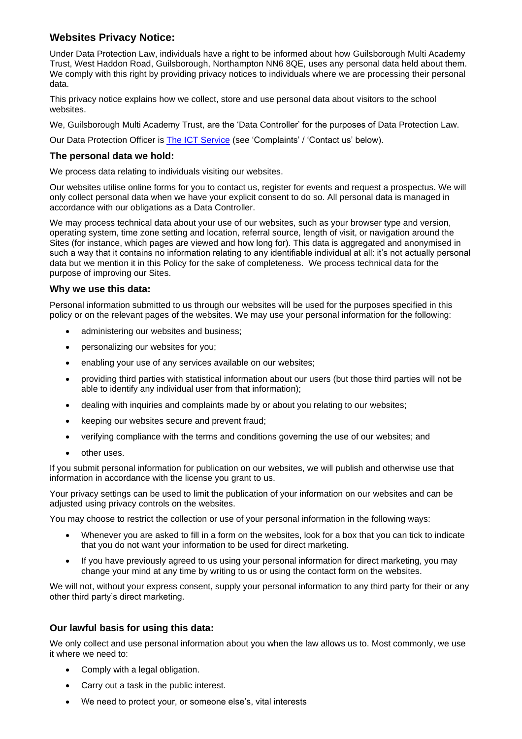## Websites Privacy Notice:

Under Data Protection Law, individuals have a right to be informed about how Guilsborough Multi Academy Trust, West Haddon Road, Guilsborough, Northampton NN6 8QE, uses any personal data held about them. We comply with this right by providing privacy notices to individuals where we are processing their personal data.

This privacy notice explains how we collect, store and use personal data about visitors to the school websites.

We, Guilsborough Multi Academy Trust, are the 'Data Controller' for the purposes of Data Protection Law.

Our Data Protection Officer is The ICT Service (see 'Complaints' / 'Contact us' below).

### The personal data we hold:

We process data relating to individuals visiting our websites.

Our websites utilise online forms for you to contact us, register for events and request a prospectus. We will only collect personal data when we have your explicit consent to do so. All personal data is managed in accordance with our obligations as a Data Controller.

We may process technical data about your use of our websites, such as your browser type and version, operating system, time zone setting and location, referral source, length of visit, or navigation around the Sites (for instance, which pages are viewed and how long for). This data is aggregated and anonymised in such a way that it contains no information relating to any identifiable individual at all: it's not actually personal data but we mention it in this Policy for the sake of completeness. We process technical data for the purpose of improving our Sites.

### Why we use this data:

Personal information submitted to us through our websites will be used for the purposes specified in this policy or on the relevant pages of the websites. We may use your personal information for the following:

- administering our websites and business;
- personalizing our websites for you;
- enabling your use of any services available on our websites;
- providing third parties with statistical information about our users (but those third parties will not be able to identify any individual user from that information);
- dealing with inquiries and complaints made by or about you relating to our websites;
- keeping our websites secure and prevent fraud;
- verifying compliance with the terms and conditions governing the use of our websites; and
- other uses.

If you submit personal information for publication on our websites, we will publish and otherwise use that information in accordance with the license you grant to us.

Your privacy settings can be used to limit the publication of your information on our websites and can be adjusted using privacy controls on the websites.

You may choose to restrict the collection or use of your personal information in the following ways:

- Whenever you are asked to fill in a form on the websites, look for a box that you can tick to indicate that you do not want your information to be used for direct marketing.
- If you have previously agreed to us using your personal information for direct marketing, you may change your mind at any time by writing to us or using the contact form on the websites.

We will not, without your express consent, supply your personal information to any third party for their or any other third party's direct marketing.

### Our lawful basis for using this data:

We only collect and use personal information about you when the law allows us to. Most commonly, we use it where we need to:

- Comply with a legal obligation.
- Carry out a task in the public interest.
- We need to protect your, or someone else's, vital interests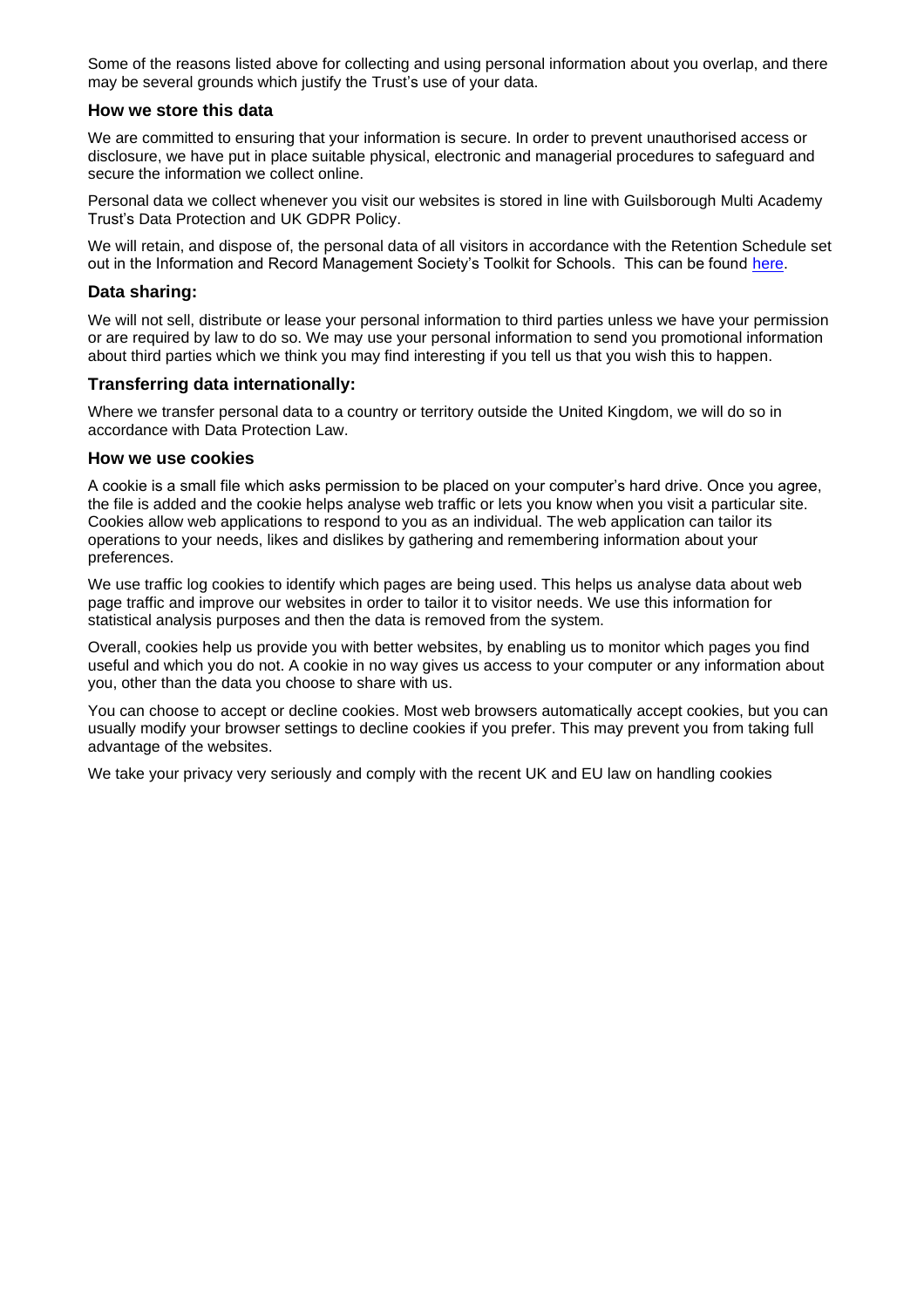Some of the reasons listed above for collecting and using personal information about you overlap, and there may be several grounds which justify the Trust's use of your data.

### How we store this data

We are committed to ensuring that your information is secure. In order to prevent unauthorised access or disclosure, we have put in place suitable physical, electronic and managerial procedures to safeguard and secure the information we collect online.

Personal data we collect whenever you visit our websites is stored in line with Guilsborough Multi Academy Trust's Data Protection and UK GDPR Policy.

We will retain, and dispose of, the personal data of all visitors in accordance with the Retention Schedule set out in the Information and Record Management Society's Toolkit for Schools. This can be found here.

### Data sharing:

We will not sell, distribute or lease your personal information to third parties unless we have your permission or are required by law to do so. We may use your personal information to send you promotional information about third parties which we think you may find interesting if you tell us that you wish this to happen.

### Transferring data internationally:

Where we transfer personal data to a country or territory outside the United Kingdom, we will do so in accordance with Data Protection Law.

### How we use cookies

A cookie is a small file which asks permission to be placed on your computer's hard drive. Once you agree, the file is added and the cookie helps analyse web traffic or lets you know when you visit a particular site. Cookies allow web applications to respond to you as an individual. The web application can tailor its operations to your needs, likes and dislikes by gathering and remembering information about your preferences.

We use traffic log cookies to identify which pages are being used. This helps us analyse data about web page traffic and improve our websites in order to tailor it to visitor needs. We use this information for statistical analysis purposes and then the data is removed from the system.

Overall, cookies help us provide you with better websites, by enabling us to monitor which pages you find useful and which you do not. A cookie in no way gives us access to your computer or any information about you, other than the data you choose to share with us.

You can choose to accept or decline cookies. Most web browsers automatically accept cookies, but you can usually modify your browser settings to decline cookies if you prefer. This may prevent you from taking full advantage of the websites.

We take your privacy very seriously and comply with the recent UK and EU law on handling cookies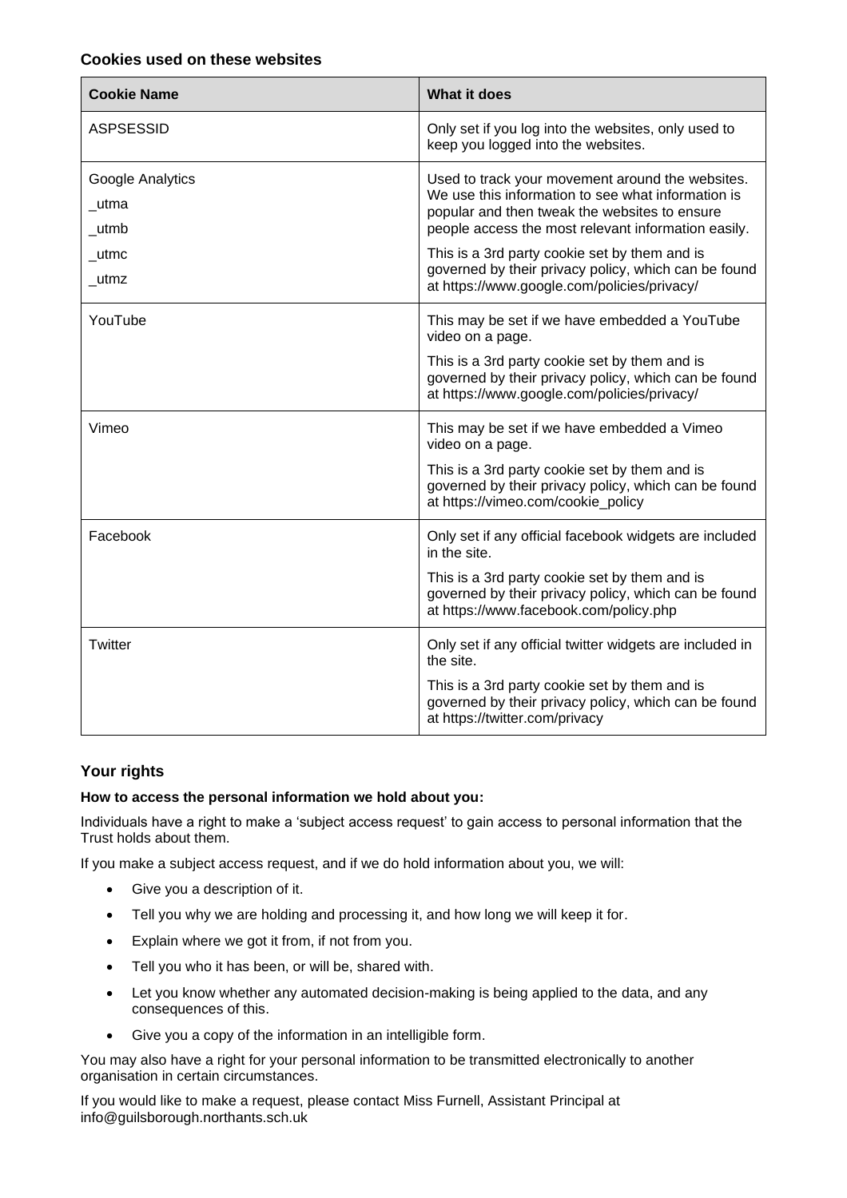### Cookies used on these websites

| Cookie Name | What it does |
| --- | --- |
| ASPSESSID | Only set if you log into the websites, only used to keep you logged into the websites. |
| Google Analytics<br>_utma<br>_utmb<br>_utmc<br>_utmz | Used to track your movement around the websites. We use this information to see what information is popular and then tweak the websites to ensure people access the most relevant information easily.<br>This is a 3rd party cookie set by them and is governed by their privacy policy, which can be found at https://www.google.com/policies/privacy/ |
| YouTube | This may be set if we have embedded a YouTube video on a page.<br>This is a 3rd party cookie set by them and is governed by their privacy policy, which can be found at https://www.google.com/policies/privacy/ |
| Vimeo | This may be set if we have embedded a Vimeo video on a page.<br>This is a 3rd party cookie set by them and is governed by their privacy policy, which can be found at https://vimeo.com/cookie_policy |
| Facebook | Only set if any official facebook widgets are included in the site.<br>This is a 3rd party cookie set by them and is governed by their privacy policy, which can be found at https://www.facebook.com/policy.php |
| Twitter | Only set if any official twitter widgets are included in the site.<br>This is a 3rd party cookie set by them and is governed by their privacy policy, which can be found at https://twitter.com/privacy |

## Your rights

**How to access the personal information we hold about you:**

Individuals have a right to make a 'subject access request' to gain access to personal information that the Trust holds about them.

If you make a subject access request, and if we do hold information about you, we will:

- Give you a description of it.
- Tell you why we are holding and processing it, and how long we will keep it for.
- Explain where we got it from, if not from you.
- Tell you who it has been, or will be, shared with.
- Let you know whether any automated decision-making is being applied to the data, and any consequences of this.
- Give you a copy of the information in an intelligible form.

You may also have a right for your personal information to be transmitted electronically to another organisation in certain circumstances.

If you would like to make a request, please contact Miss Furnell, Assistant Principal at info@guilsborough.northants.sch.uk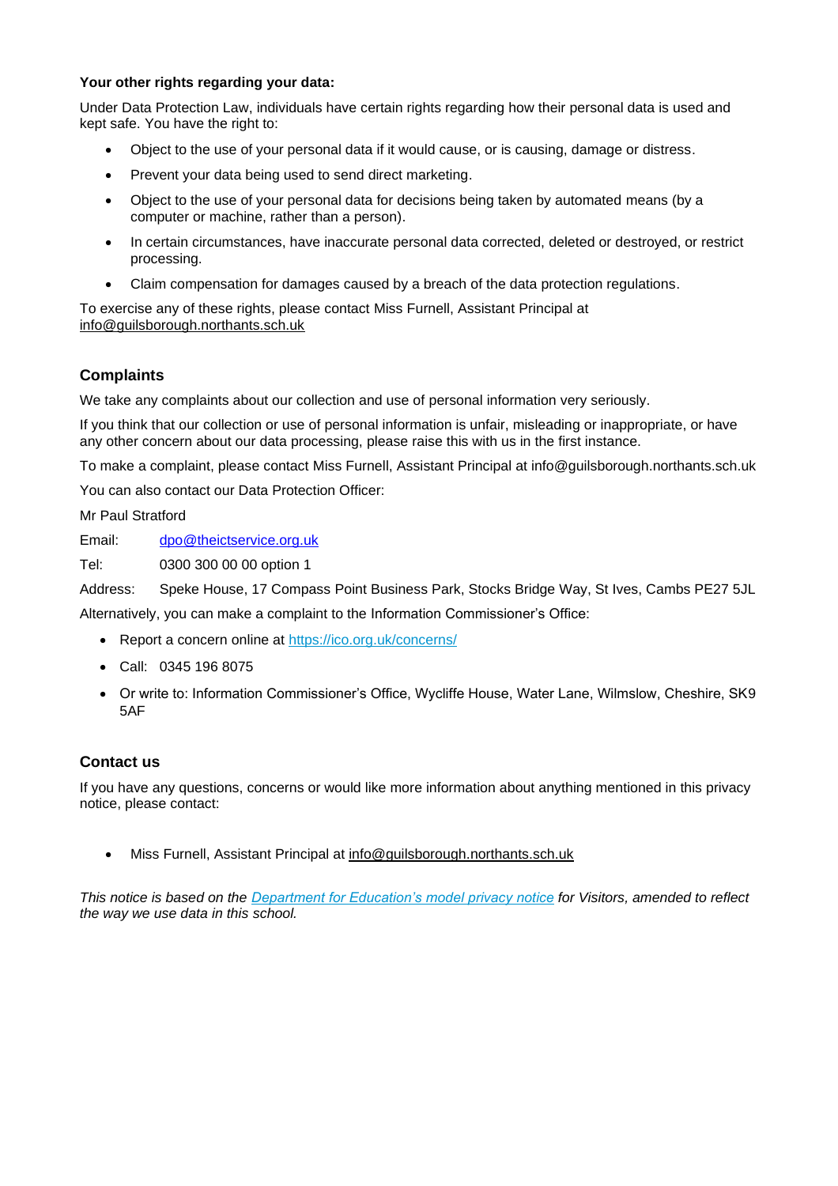**Your other rights regarding your data:**

Under Data Protection Law, individuals have certain rights regarding how their personal data is used and kept safe. You have the right to:

- Object to the use of your personal data if it would cause, or is causing, damage or distress.
- Prevent your data being used to send direct marketing.
- Object to the use of your personal data for decisions being taken by automated means (by a computer or machine, rather than a person).
- In certain circumstances, have inaccurate personal data corrected, deleted or destroyed, or restrict processing.
- Claim compensation for damages caused by a breach of the data protection regulations.

To exercise any of these rights, please contact Miss Furnell, Assistant Principal at info@guilsborough.northants.sch.uk

## Complaints

We take any complaints about our collection and use of personal information very seriously.

If you think that our collection or use of personal information is unfair, misleading or inappropriate, or have any other concern about our data processing, please raise this with us in the first instance.

To make a complaint, please contact Miss Furnell, Assistant Principal at info@guilsborough.northants.sch.uk

You can also contact our Data Protection Officer:

Mr Paul Stratford

Email: dpo@theictservice.org.uk

Tel: 0300 300 00 00 option 1

Address: Speke House, 17 Compass Point Business Park, Stocks Bridge Way, St Ives, Cambs PE27 5JL

Alternatively, you can make a complaint to the Information Commissioner's Office:

- Report a concern online at https://ico.org.uk/concerns/
- Call: 0345 196 8075
- Or write to: Information Commissioner's Office, Wycliffe House, Water Lane, Wilmslow, Cheshire, SK9 5AF

## Contact us

If you have any questions, concerns or would like more information about anything mentioned in this privacy notice, please contact:

- Miss Furnell, Assistant Principal at info@guilsborough.northants.sch.uk

*This notice is based on the Department for Education's model privacy notice for Visitors, amended to reflect the way we use data in this school.*